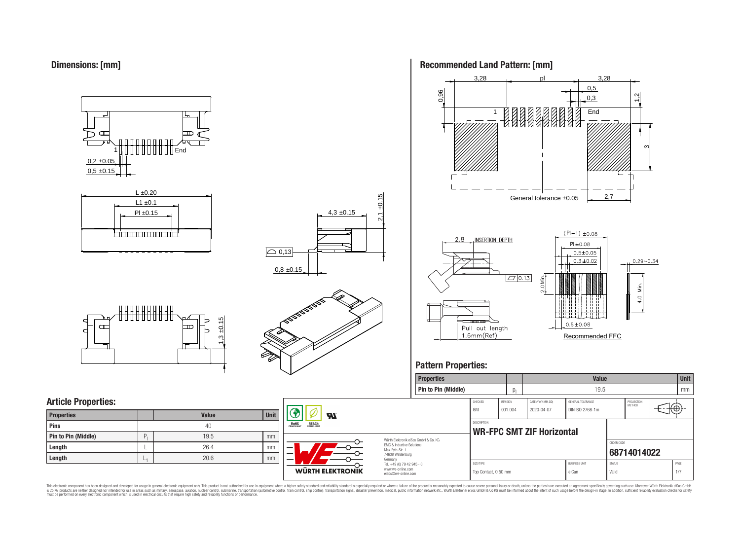## Dimensions: [mm]

## Recommended Land Pattern: [mm]

General tolerance ±0.05

Recommended FFC

## Pattern Properties:

| Properties | | Value | Unit |
|---|---|---|---|
| Pin to Pin (Middle) | $p_l$ | 19.5 | mm |

## Article Properties:

| Properties | | Value | Unit |
|---|---|---|---|
| Pins | | 40 | |
| Pin to Pin (Middle) | $P_l$ | 19.5 | mm |
| Length | L | 26.4 | mm |
| Length | $L_1$ | 20.6 | mm |

| CHECKED | REVISION | DATE (YYYY-MM-DD) | GENERAL TOLERANCE | PROJECTION METHOD |
|---|---|---|---|---|
| GM | 001.004 | 2020-04-07 | DIN ISO 2768-1m | |

DESCRIPTION

**WR-FPC SMT ZIF Horizontal**

ORDER CODE

**68714014022**

| SIZE/TYPE | BUSINESS UNIT | STATUS | PAGE |
|---|---|---|---|
| Top Contact, 0.50 mm | eiCan | Valid | 1/7 |

Würth Elektronik eiSos GmbH & Co. KG
EMC & Inductive Solutions
Max-Eyth-Str. 1
74638 Waldenburg
Germany
Tel. +49 (0) 79 42 945 - 0
www.we-online.com
eiSos@we-online.com

This electronic component has been designed and developed for usage in general electronic equipment only. This product is not authorized for use in equipment where a higher safety standard and reliability standard is especially required or where a failure of the product is reasonably expected to cause severe personal injury or death, unless the parties have executed an agreement specifically governing such use. Moreover Würth Elektronik eiSos GmbH & Co KG products are neither designed nor intended for use in areas such as military, aerospace, aviation, nuclear control, submarine, transportation (automotive control, train control, ship control), transportation signal, disaster prevention, medical, public information network etc.. Würth Elektronik eiSos GmbH & Co KG must be informed about the intent of such usage before the design-in stage. In addition, sufficient reliability evaluation checks for safety must be performed on every electronic component which is used in electrical circuits that require high safety and reliability functions or performance.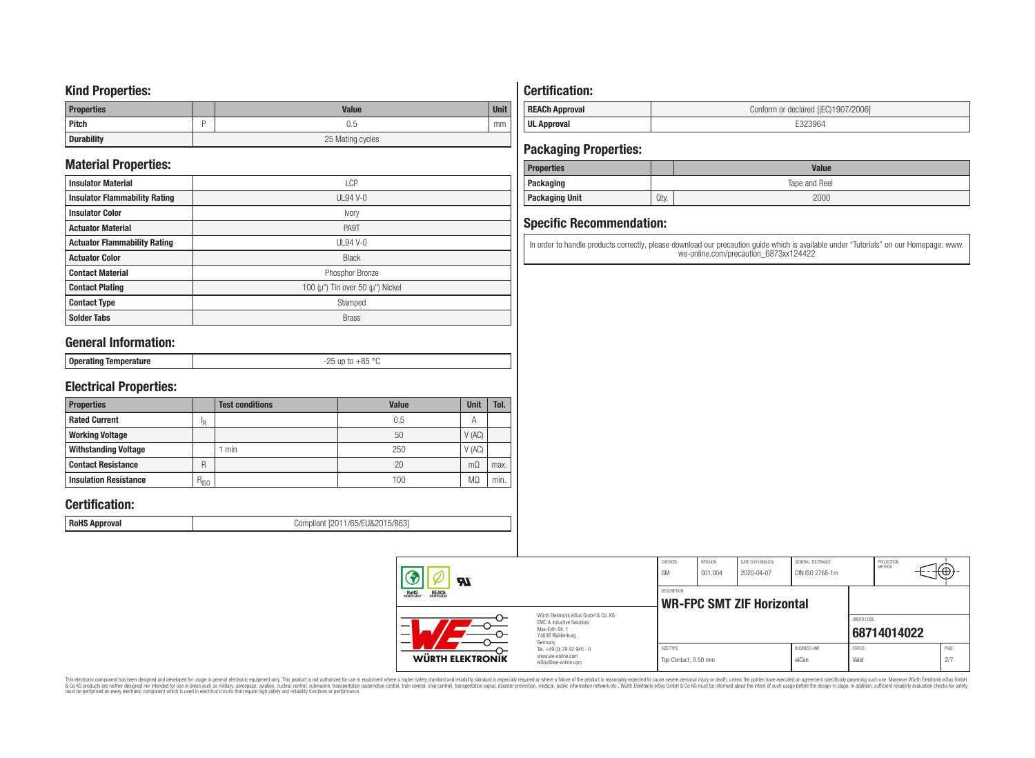## Kind Properties:

| Properties | | Value | Unit |
|---|---|---|---|
| Pitch | P | 0.5 | mm |
| Durability | | 25 Mating cycles | |

## Material Properties:

| | |
|---|---|
| Insulator Material | LCP |
| Insulator Flammability Rating | UL94 V-0 |
| Insulator Color | Ivory |
| Actuator Material | PA9T |
| Actuator Flammability Rating | UL94 V-0 |
| Actuator Color | Black |
| Contact Material | Phosphor Bronze |
| Contact Plating | 100 (µ") Tin over 50 (µ") Nickel |
| Contact Type | Stamped |
| Solder Tabs | Brass |

## General Information:

| | |
|---|---|
| Operating Temperature | -25 up to +85 °C |

## Electrical Properties:

| Properties | | Test conditions | Value | Unit | Tol. |
|---|---|---|---|---|---|
| Rated Current | $I_R$ | | 0.5 | A | |
| Working Voltage | | | 50 | V (AC) | |
| Withstanding Voltage | | 1 min | 250 | V (AC) | |
| Contact Resistance | R | | 20 | mΩ | max. |
| Insulation Resistance | $R_{ISO}$ | | 100 | MΩ | min. |

## Certification:

| | |
|---|---|
| RoHS Approval | Compliant [2011/65/EU&2015/863] |

## Certification:

| | |
|---|---|
| REACh Approval | Conform or declared [(EC)1907/2006] |
| UL Approval | E323964 |

## Packaging Properties:

| Properties | | Value |
|---|---|---|
| Packaging | | Tape and Reel |
| Packaging Unit | Qty. | 2000 |

## Specific Recommendation:

In order to handle products correctly, please download our precaution guide which is available under "Tutorials" on our Homepage: www.we-online.com/precaution_6873xx124422

| CHECKED | REVISION | DATE (YYYY-MM-DD) | GENERAL TOLERANCE | PROJECTION METHOD |
|---|---|---|---|---|
| GM | 001.004 | 2020-04-07 | DIN ISO 2768-1m | |

DESCRIPTION: **WR-FPC SMT ZIF Horizontal**

ORDER CODE: **68714014022**

| SIZE/TYPE | BUSINESS UNIT | STATUS | PAGE |
|---|---|---|---|
| Top Contact, 0.50 mm | eiCan | Valid | 2/7 |

Würth Elektronik eiSos GmbH & Co. KG
EMC & Inductive Solutions
Max-Eyth-Str. 1
74638 Waldenburg
Germany
Tel. +49 (0) 79 42 945 - 0
www.we-online.com
eiSos@we-online.com

WÜRTH ELEKTRONIK

This electronic component has been designed and developed for usage in general electronic equipment only. This product is not authorized for use in equipment where a higher safety standard and reliability standard is especially required or where a failure of the product is reasonably expected to cause severe personal injury or death, unless the parties have executed an agreement specifically governing such use. Moreover Würth Elektronik eiSos GmbH & Co KG products are neither designed nor intended for use in areas such as military, aerospace, aviation, nuclear control, submarine, transportation (automotive control, train control, ship control), transportation signal, disaster prevention, medical, public information network etc.. Würth Elektronik eiSos GmbH & Co KG must be informed about the intent of such usage before the design-in stage. In addition, sufficient reliability evaluation checks for safety must be performed on every electronic component which is used in electrical circuits that require high safety and reliability functions or performance.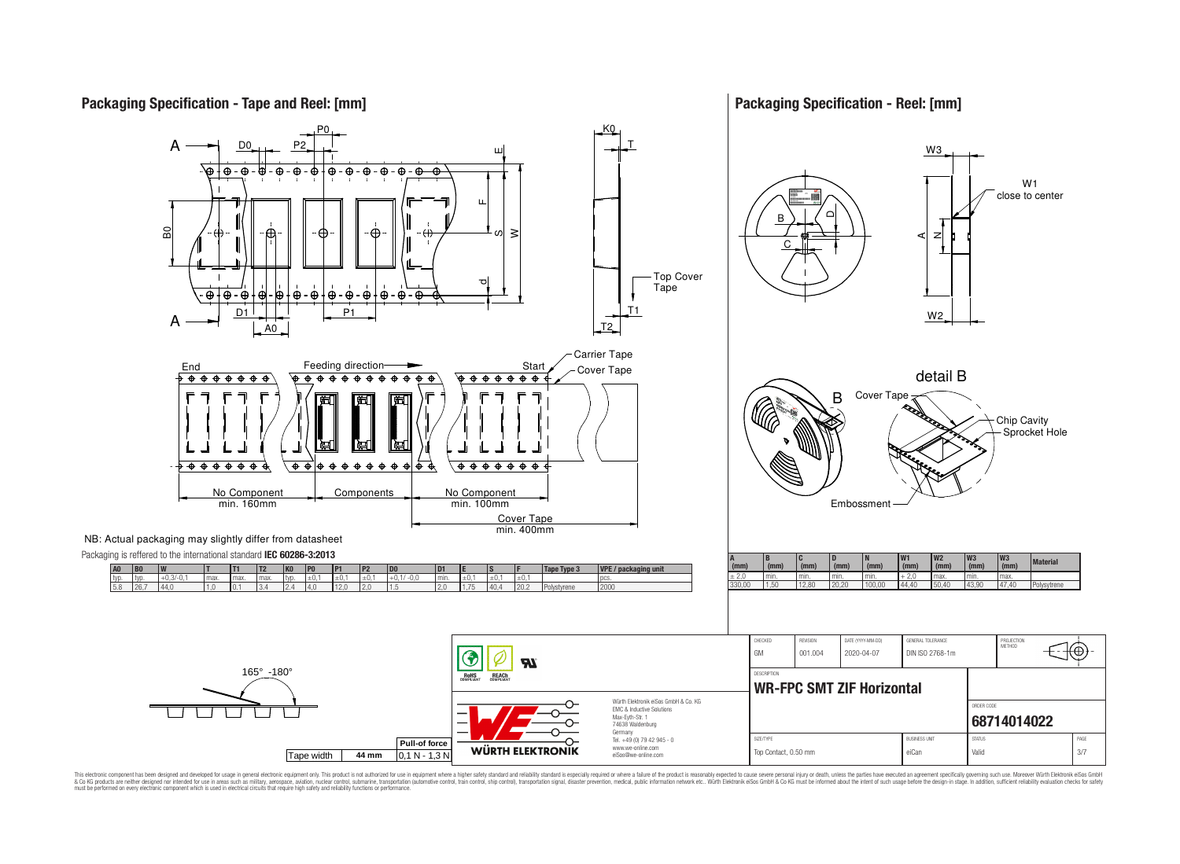## Packaging Specification - Tape and Reel: [mm]

Feeding direction

End — Start

Carrier Tape

Cover Tape

Top Cover Tape

No Component min. 160mm — Components — No Component min. 100mm

Cover Tape min. 400mm

NB: Actual packaging may slightly differ from datasheet

Packaging is reffered to the international standard **IEC 60286-3:2013**

| A0 | B0 | W | T | T1 | T2 | K0 | P0 | P1 | P2 | D0 | D1 | E | S | F | Tape Type 3 | VPE / packaging unit |
|---|---|---|---|---|---|---|---|---|---|---|---|---|---|---|---|---|
| typ. | typ. | +0,3/-0,1 | max. | max. | max. | typ. | ±0,1 | ±0,1 | ±0,1 | +0,1/ -0,0 | min. | ±0,1 | ±0,1 | ±0,1 | | pcs. |
| 5,8 | 26,7 | 44,0 | 1,0 | 0,1 | 3,4 | 2,4 | 4,0 | 12,0 | 2,0 | 1,5 | 2,0 | 1,75 | 40,4 | 20,2 | Polystyrene | 2000 |

165° -180°

| Tape width | Pull-of force |
|---|---|
| 44 mm | 0,1 N - 1,3 N |

## Packaging Specification - Reel: [mm]

W1 close to center

detail B

Cover Tape — Chip Cavity — Sprocket Hole — Embossment

| A (mm) | B (mm) | C (mm) | D (mm) | N (mm) | W1 (mm) | W2 (mm) | W3 (mm) | W3 (mm) | Material |
|---|---|---|---|---|---|---|---|---|---|
| ± 2,0 | min. | min. | min. | min. | + 2,0 | max. | min. | max. | |
| 330,00 | 1,50 | 12,80 | 20,20 | 100,00 | 44,40 | 50,40 | 43,90 | 47,40 | Polystyrene |

| CHECKED | REVISION | DATE (YYYY-MM-DD) | GENERAL TOLERANCE | PROJECTION METHOD |
|---|---|---|---|---|
| GM | 001.004 | 2020-04-07 | DIN ISO 2768-1m | |

DESCRIPTION: **WR-FPC SMT ZIF Horizontal**

ORDER CODE: **68714014022**

| SIZE/TYPE | BUSINESS UNIT | STATUS | PAGE |
|---|---|---|---|
| Top Contact, 0.50 mm | eiCan | Valid | 3/7 |

Würth Elektronik eiSos GmbH & Co. KG
EMC & Inductive Solutions
Max-Eyth-Str. 1
74638 Waldenburg
Germany
Tel. +49 (0) 79 42 945 - 0
www.we-online.com
eiSos@we-online.com

This electronic component has been designed and developed for usage in general electronic equipment only. This product is not authorized for use in equipment where a higher safety standard and reliability standard is especially required or where a failure of the product is reasonably expected to cause severe personal injury or death, unless the parties have executed an agreement specifically governing such use. Moreover Würth Elektronik eiSos GmbH & Co KG products are neither designed nor intended for use in areas such as military, aerospace, aviation, nuclear control, submarine, transportation (automotive control, train control, ship control), transportation signal, disaster prevention, medical, public information network etc.. Würth Elektronik eiSos GmbH & Co KG must be informed about the intent of such usage before the design-in stage. In addition, sufficient reliability evaluation checks for safety must be performed on every electronic component which is used in electrical circuits that require high safety and reliability functions or performance.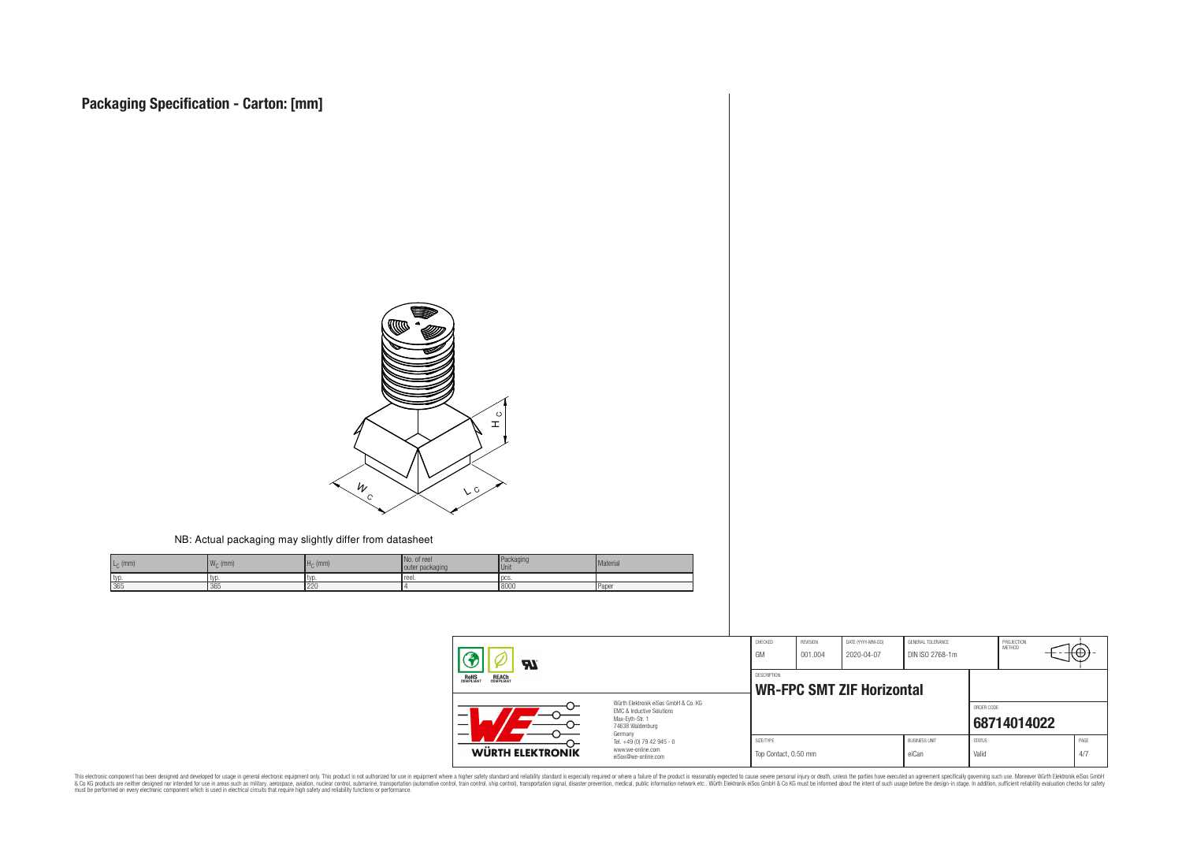# Packaging Specification - Carton: [mm]

NB: Actual packaging may slightly differ from datasheet

| $L_C$ (mm) | $W_C$ (mm) | $H_C$ (mm) | No. of reel outer packaging | Packaging Unit | Material |
|---|---|---|---|---|---|
| typ. | typ. | typ. | reel. | pcs. | |
| 365 | 365 | 220 | 4 | 8000 | Paper |

| CHECKED | REVISION | DATE (YYYY-MM-DD) | GENERAL TOLERANCE | PROJECTION METHOD |
|---|---|---|---|---|
| GM | 001.004 | 2020-04-07 | DIN ISO 2768-1m | |

DESCRIPTION

**WR-FPC SMT ZIF Horizontal**

Würth Elektronik eiSos GmbH & Co. KG
EMC & Inductive Solutions
Max-Eyth-Str. 1
74638 Waldenburg
Germany
Tel. +49 (0) 79 42 945 - 0
www.we-online.com
eiSos@we-online.com

ORDER CODE: **68714014022**

| SIZE/TYPE | BUSINESS UNIT | STATUS | PAGE |
|---|---|---|---|
| Top Contact, 0.50 mm | eiCan | Valid | 4/7 |

This electronic component has been designed and developed for usage in general electronic equipment only. This product is not authorized for use in equipment where a higher safety standard and reliability standard is especially required or where a failure of the product is reasonably expected to cause severe personal injury or death, unless the parties have executed an agreement specifically governing such use. Moreover Würth Elektronik eiSos GmbH & Co KG products are neither designed nor intended for use in areas such as military, aerospace, aviation, nuclear control, submarine, transportation (automotive control, train control, ship control), transportation signal, disaster prevention, medical, public information network etc.. Würth Elektronik eiSos GmbH & Co KG must be informed about the intent of such usage before the design-in stage. In addition, sufficient reliability evaluation checks for safety must be performed on every electronic component which is used in electrical circuits that require high safety and reliability functions or performance.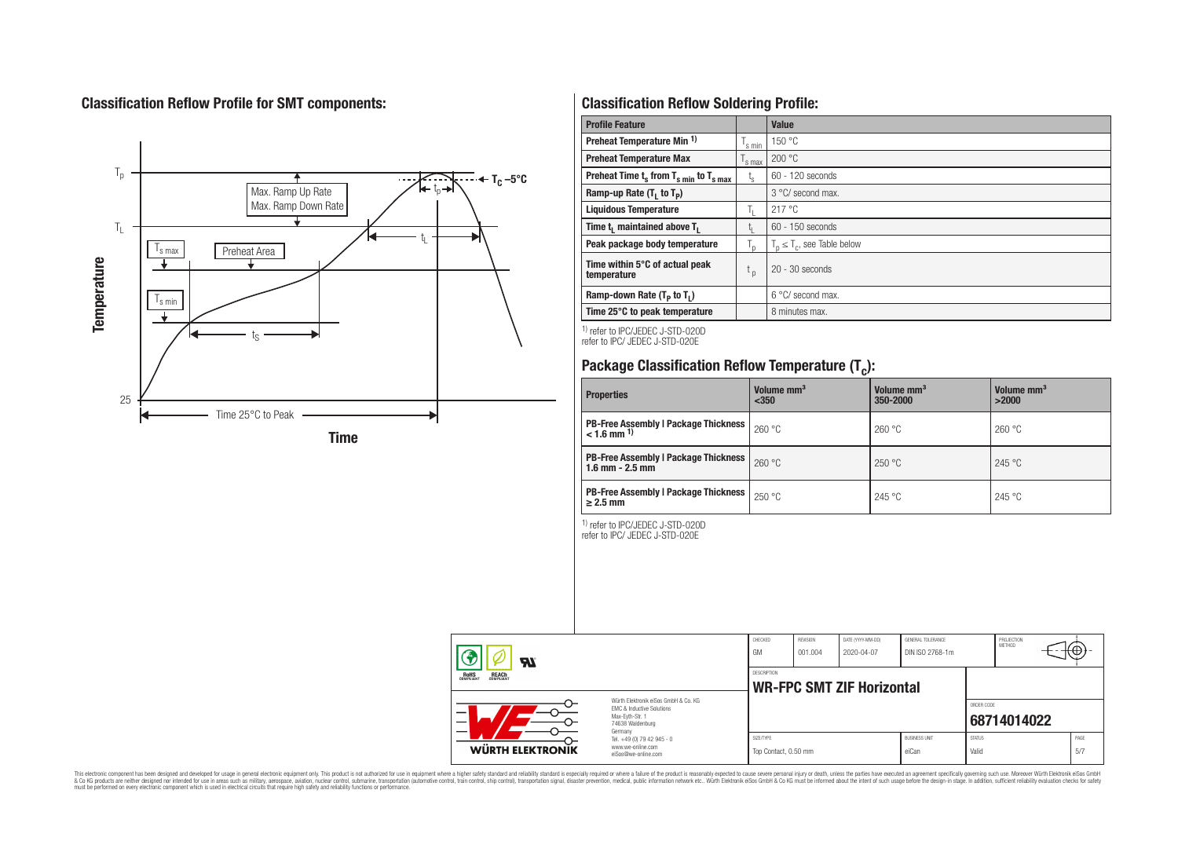## Classification Reflow Profile for SMT components:

## Classification Reflow Soldering Profile:

| Profile Feature | | Value |
|---|---|---|
| Preheat Temperature Min [1] | $T_{s\,min}$ | 150 °C |
| Preheat Temperature Max | $T_{s\,max}$ | 200 °C |
| Preheat Time $t_s$ from $T_{s\,min}$ to $T_{s\,max}$ | $t_s$ | 60 - 120 seconds |
| Ramp-up Rate ($T_L$ to $T_P$) | | 3 °C/ second max. |
| Liquidous Temperature | $T_L$ | 217 °C |
| Time $t_L$ maintained above $T_L$ | $t_L$ | 60 - 150 seconds |
| Peak package body temperature | $T_p$ | $T_p \leq T_c$, see Table below |
| Time within 5°C of actual peak temperature | $t_p$ | 20 - 30 seconds |
| Ramp-down Rate ($T_P$ to $T_L$) | | 6 °C/ second max. |
| Time 25°C to peak temperature | | 8 minutes max. |

[1] refer to IPC/JEDEC J-STD-020D
refer to IPC/ JEDEC J-STD-020E

## Package Classification Reflow Temperature ($T_C$):

| Properties | Volume mm³ <350 | Volume mm³ 350-2000 | Volume mm³ >2000 |
|---|---|---|---|
| PB-Free Assembly \| Package Thickness < 1.6 mm [1] | 260 °C | 260 °C | 260 °C |
| PB-Free Assembly \| Package Thickness 1.6 mm - 2.5 mm | 260 °C | 250 °C | 245 °C |
| PB-Free Assembly \| Package Thickness ≥ 2.5 mm | 250 °C | 245 °C | 245 °C |

[1] refer to IPC/JEDEC J-STD-020D
refer to IPC/ JEDEC J-STD-020E

| CHECKED | REVISION | DATE (YYYY-MM-DD) | GENERAL TOLERANCE | PROJECTION METHOD |
|---|---|---|---|---|
| GM | 001.004 | 2020-04-07 | DIN ISO 2768-1m | |

DESCRIPTION: **WR-FPC SMT ZIF Horizontal**

ORDER CODE: **68714014022**

| SIZE/TYPE | BUSINESS UNIT | STATUS | PAGE |
|---|---|---|---|
| Top Contact, 0.50 mm | eiCan | Valid | 5/7 |

Würth Elektronik eiSos GmbH & Co. KG
EMC & Inductive Solutions
Max-Eyth-Str. 1
74638 Waldenburg
Germany
Tel. +49 (0) 79 42 945 - 0
www.we-online.com
eiSos@we-online.com

This electronic component has been designed and developed for usage in general electronic equipment only. This product is not authorized for use in equipment where a higher safety standard and reliability standard is especially required or where a failure of the product is reasonably expected to cause severe personal injury or death, unless the parties have executed an agreement specifically governing such use. Moreover Würth Elektronik eiSos GmbH & Co KG products are neither designed nor intended for use in areas such as military, aerospace, aviation, nuclear control, submarine, transportation (automotive control, train control, ship control), transportation signal, disaster prevention, medical, public information network etc.. Würth Elektronik eiSos GmbH & Co KG must be informed about the intent of such usage before the design-in stage. In addition, sufficient reliability evaluation checks for safety must be performed on every electronic component which is used in electrical circuits that require high safety and reliability functions or performance.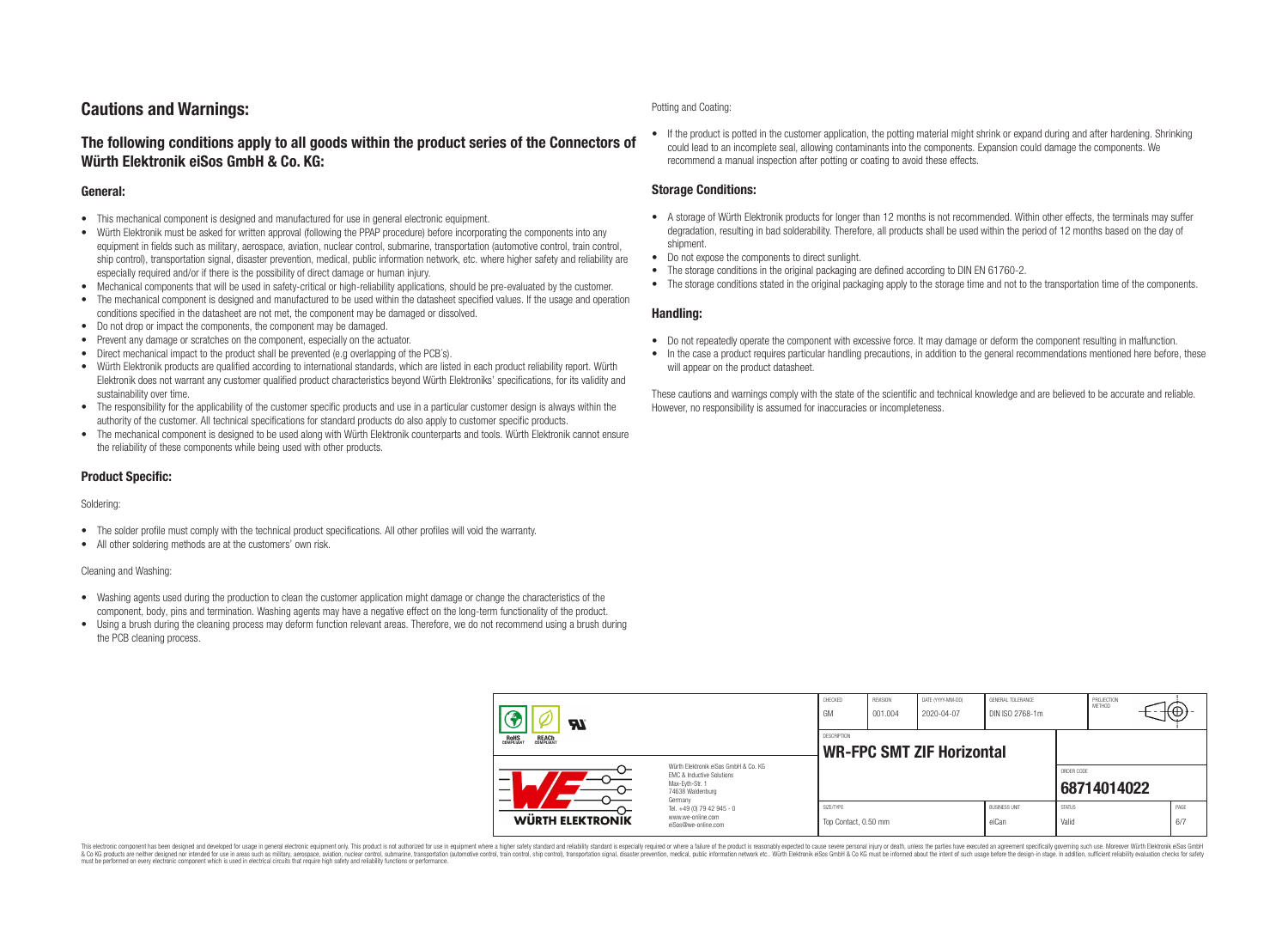# Cautions and Warnings:

## The following conditions apply to all goods within the product series of the Connectors of Würth Elektronik eiSos GmbH & Co. KG:

### General:

- This mechanical component is designed and manufactured for use in general electronic equipment.
- Würth Elektronik must be asked for written approval (following the PPAP procedure) before incorporating the components into any equipment in fields such as military, aerospace, aviation, nuclear control, submarine, transportation (automotive control, train control, ship control), transportation signal, disaster prevention, medical, public information network, etc. where higher safety and reliability are especially required and/or if there is the possibility of direct damage or human injury.
- Mechanical components that will be used in safety-critical or high-reliability applications, should be pre-evaluated by the customer.
- The mechanical component is designed and manufactured to be used within the datasheet specified values. If the usage and operation conditions specified in the datasheet are not met, the component may be damaged or dissolved.
- Do not drop or impact the components, the component may be damaged.
- Prevent any damage or scratches on the component, especially on the actuator.
- Direct mechanical impact to the product shall be prevented (e.g overlapping of the PCB's).
- Würth Elektronik products are qualified according to international standards, which are listed in each product reliability report. Würth Elektronik does not warrant any customer qualified product characteristics beyond Würth Elektroniks' specifications, for its validity and sustainability over time.
- The responsibility for the applicability of the customer specific products and use in a particular customer design is always within the authority of the customer. All technical specifications for standard products do also apply to customer specific products.
- The mechanical component is designed to be used along with Würth Elektronik counterparts and tools. Würth Elektronik cannot ensure the reliability of these components while being used with other products.

### Product Specific:

Soldering:

- The solder profile must comply with the technical product specifications. All other profiles will void the warranty.
- All other soldering methods are at the customers' own risk.

Cleaning and Washing:

- Washing agents used during the production to clean the customer application might damage or change the characteristics of the component, body, pins and termination. Washing agents may have a negative effect on the long-term functionality of the product.
- Using a brush during the cleaning process may deform function relevant areas. Therefore, we do not recommend using a brush during the PCB cleaning process.

Potting and Coating:

- If the product is potted in the customer application, the potting material might shrink or expand during and after hardening. Shrinking could lead to an incomplete seal, allowing contaminants into the components. Expansion could damage the components. We recommend a manual inspection after potting or coating to avoid these effects.

### Storage Conditions:

- A storage of Würth Elektronik products for longer than 12 months is not recommended. Within other effects, the terminals may suffer degradation, resulting in bad solderability. Therefore, all products shall be used within the period of 12 months based on the day of shipment.
- Do not expose the components to direct sunlight.
- The storage conditions in the original packaging are defined according to DIN EN 61760-2.
- The storage conditions stated in the original packaging apply to the storage time and not to the transportation time of the components.

### Handling:

- Do not repeatedly operate the component with excessive force. It may damage or deform the component resulting in malfunction.
- In the case a product requires particular handling precautions, in addition to the general recommendations mentioned here before, these will appear on the product datasheet.

These cautions and warnings comply with the state of the scientific and technical knowledge and are believed to be accurate and reliable. However, no responsibility is assumed for inaccuracies or incompleteness.

| CHECKED | REVISION | DATE (YYYY-MM-DD) | GENERAL TOLERANCE | PROJECTION METHOD |
|---|---|---|---|---|
| GM | 001.004 | 2020-04-07 | DIN ISO 2768-1m | |

| DESCRIPTION | ORDER CODE |
|---|---|
| WR-FPC SMT ZIF Horizontal | 68714014022 |

| SIZE/TYPE | BUSINESS UNIT | STATUS | PAGE |
|---|---|---|---|
| Top Contact, 0.50 mm | eiCan | Valid | 6/7 |

Würth Elektronik eiSos GmbH & Co. KG
EMC & Inductive Solutions
Max-Eyth-Str. 1
74638 Waldenburg
Germany
Tel. +49 (0) 79 42 945 - 0
www.we-online.com
eiSos@we-online.com

This electronic component has been designed and developed for usage in general electronic equipment only. This product is not authorized for use in equipment where a higher safety standard and reliability standard is especially required or where a failure of the product is reasonably expected to cause severe personal injury or death, unless the parties have executed an agreement specifically governing such use. Moreover Würth Elektronik eiSos GmbH & Co KG products are neither designed nor intended for use in areas such as military, aerospace, aviation, nuclear control, submarine, transportation (automotive control, train control, ship control), transportation signal, disaster prevention, medical, public information network etc.. Würth Elektronik eiSos GmbH & Co KG must be informed about the intent of such usage before the design-in stage. In addition, sufficient reliability evaluation checks for safety must be performed on every electronic component which is used in electrical circuits that require high safety and reliability functions or performance.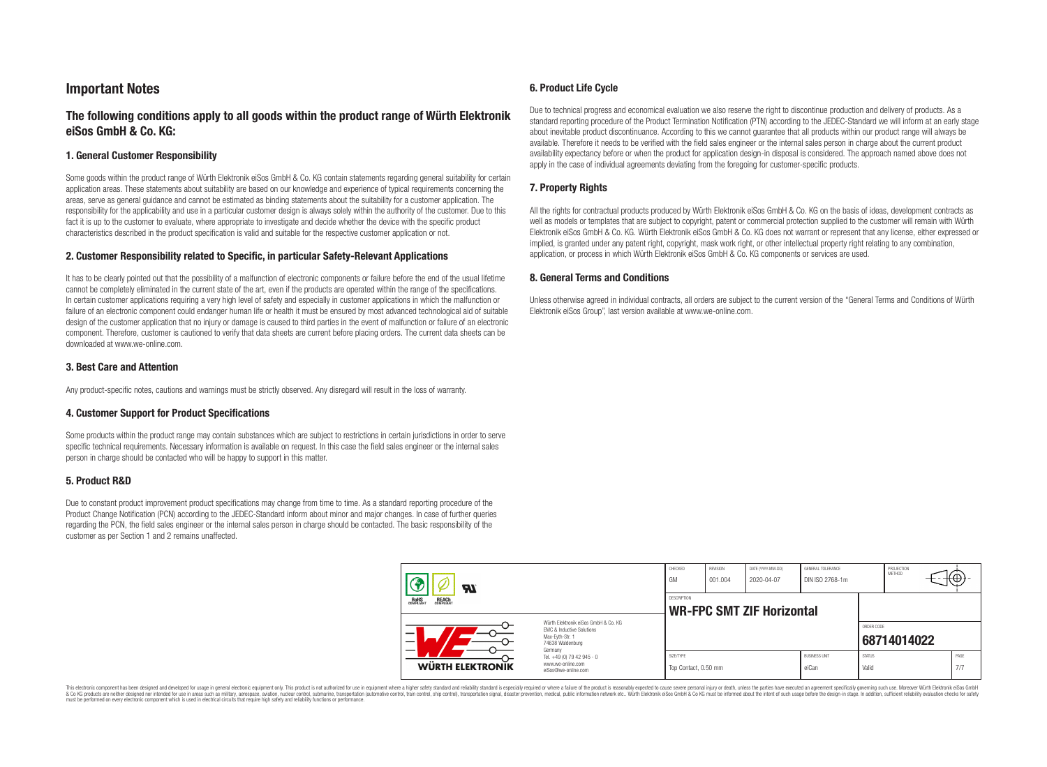# Important Notes

## The following conditions apply to all goods within the product range of Würth Elektronik eiSos GmbH & Co. KG:

### 1. General Customer Responsibility

Some goods within the product range of Würth Elektronik eiSos GmbH & Co. KG contain statements regarding general suitability for certain application areas. These statements about suitability are based on our knowledge and experience of typical requirements concerning the areas, serve as general guidance and cannot be estimated as binding statements about the suitability for a customer application. The responsibility for the applicability and use in a particular customer design is always solely within the authority of the customer. Due to this fact it is up to the customer to evaluate, where appropriate to investigate and decide whether the device with the specific product characteristics described in the product specification is valid and suitable for the respective customer application or not.

### 2. Customer Responsibility related to Specific, in particular Safety-Relevant Applications

It has to be clearly pointed out that the possibility of a malfunction of electronic components or failure before the end of the usual lifetime cannot be completely eliminated in the current state of the art, even if the products are operated within the range of the specifications. In certain customer applications requiring a very high level of safety and especially in customer applications in which the malfunction or failure of an electronic component could endanger human life or health it must be ensured by most advanced technological aid of suitable design of the customer application that no injury or damage is caused to third parties in the event of malfunction or failure of an electronic component. Therefore, customer is cautioned to verify that data sheets are current before placing orders. The current data sheets can be downloaded at www.we-online.com.

### 3. Best Care and Attention

Any product-specific notes, cautions and warnings must be strictly observed. Any disregard will result in the loss of warranty.

### 4. Customer Support for Product Specifications

Some products within the product range may contain substances which are subject to restrictions in certain jurisdictions in order to serve specific technical requirements. Necessary information is available on request. In this case the field sales engineer or the internal sales person in charge should be contacted who will be happy to support in this matter.

### 5. Product R&D

Due to constant product improvement product specifications may change from time to time. As a standard reporting procedure of the Product Change Notification (PCN) according to the JEDEC-Standard inform about minor and major changes. In case of further queries regarding the PCN, the field sales engineer or the internal sales person in charge should be contacted. The basic responsibility of the customer as per Section 1 and 2 remains unaffected.

### 6. Product Life Cycle

Due to technical progress and economical evaluation we also reserve the right to discontinue production and delivery of products. As a standard reporting procedure of the Product Termination Notification (PTN) according to the JEDEC-Standard we will inform at an early stage about inevitable product discontinuance. According to this we cannot guarantee that all products within our product range will always be available. Therefore it needs to be verified with the field sales engineer or the internal sales person in charge about the current product availability expectancy before or when the product for application design-in disposal is considered. The approach named above does not apply in the case of individual agreements deviating from the foregoing for customer-specific products.

### 7. Property Rights

All the rights for contractual products produced by Würth Elektronik eiSos GmbH & Co. KG on the basis of ideas, development contracts as well as models or templates that are subject to copyright, patent or commercial protection supplied to the customer will remain with Würth Elektronik eiSos GmbH & Co. KG. Würth Elektronik eiSos GmbH & Co. KG does not warrant or represent that any license, either expressed or implied, is granted under any patent right, copyright, mask work right, or other intellectual property right relating to any combination, application, or process in which Würth Elektronik eiSos GmbH & Co. KG components or services are used.

### 8. General Terms and Conditions

Unless otherwise agreed in individual contracts, all orders are subject to the current version of the "General Terms and Conditions of Würth Elektronik eiSos Group", last version available at www.we-online.com.

| | | | | | | | |
|---|---|---|---|---|---|---|---|
| RoHS COMPLIANT / REACh COMPLIANT | CHECKED: GM | REVISION: 001.004 | DATE (YYYY-MM-DD): 2020-04-07 | GENERAL TOLERANCE: DIN ISO 2768-1m | | PROJECTION METHOD | |
| | DESCRIPTION: **WR-FPC SMT ZIF Horizontal** | | | | | | |
| Würth Elektronik eiSos GmbH & Co. KG, EMC & Inductive Solutions, Max-Eyth-Str. 1, 74638 Waldenburg, Germany, Tel. +49 (0) 79 42 945 - 0, www.we-online.com, eiSos@we-online.com | | | | | ORDER CODE: **68714014022** | | |
| WÜRTH ELEKTRONIK | SIZE/TYPE: Top Contact, 0.50 mm | | | BUSINESS UNIT: eiCan | STATUS: Valid | | PAGE: 7/7 |

This electronic component has been designed and developed for usage in general electronic equipment only. This product is not authorized for use in equipment where a higher safety standard and reliability standard is especially required or where a failure of the product is reasonably expected to cause severe personal injury or death, unless the parties have executed an agreement specifically governing such use. Moreover Würth Elektronik eiSos GmbH & Co KG products are neither designed nor intended for use in areas such as military, aerospace, aviation, nuclear control, submarine, transportation (automotive control, train control, ship control), transportation signal, disaster prevention, medical, public information network etc.. Würth Elektronik eiSos GmbH & Co KG must be informed about the intent of such usage before the design-in stage. In addition, sufficient reliability evaluation checks for safety must be performed on every electronic component which is used in electrical circuits that require high safety and reliability functions or performance.